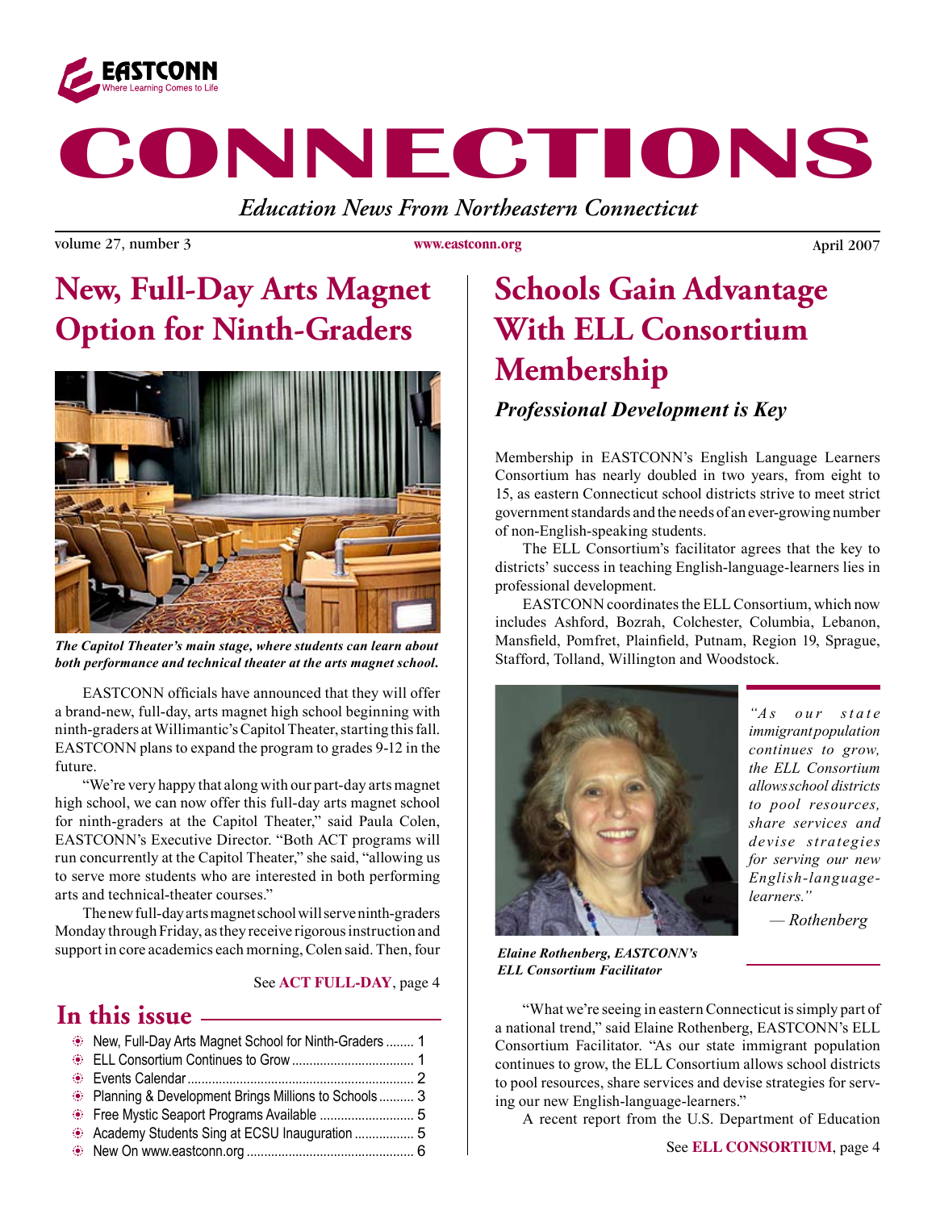EASTCONN
Where Learning Comes to Life

# CONNECTIONS

*Education News From Northeastern Connecticut*

volume 27, number 3 | www.eastconn.org | April 2007

## New, Full-Day Arts Magnet Option for Ninth-Graders

***The Capitol Theater's main stage, where students can learn about both performance and technical theater at the arts magnet school.***

EASTCONN officials have announced that they will offer a brand-new, full-day, arts magnet high school beginning with ninth-graders at Willimantic's Capitol Theater, starting this fall. EASTCONN plans to expand the program to grades 9-12 in the future.

"We're very happy that along with our part-day arts magnet high school, we can now offer this full-day arts magnet school for ninth-graders at the Capitol Theater," said Paula Colen, EASTCONN's Executive Director. "Both ACT programs will run concurrently at the Capitol Theater," she said, "allowing us to serve more students who are interested in both performing arts and technical-theater courses."

The new full-day arts magnet school will serve ninth-graders Monday through Friday, as they receive rigorous instruction and support in core academics each morning, Colen said. Then, four

See **ACT FULL-DAY**, page 4

## In this issue

- New, Full-Day Arts Magnet School for Ninth-Graders ........ 1
- ELL Consortium Continues to Grow .................................. 1
- Events Calendar ................................................................ 2
- Planning & Development Brings Millions to Schools .......... 3
- Free Mystic Seaport Programs Available ........................... 5
- Academy Students Sing at ECSU Inauguration ................. 5
- New On www.eastconn.org ............................................... 6

## Schools Gain Advantage With ELL Consortium Membership

### *Professional Development is Key*

Membership in EASTCONN's English Language Learners Consortium has nearly doubled in two years, from eight to 15, as eastern Connecticut school districts strive to meet strict government standards and the needs of an ever-growing number of non-English-speaking students.

The ELL Consortium's facilitator agrees that the key to districts' success in teaching English-language-learners lies in professional development.

EASTCONN coordinates the ELL Consortium, which now includes Ashford, Bozrah, Colchester, Columbia, Lebanon, Mansfield, Pomfret, Plainfield, Putnam, Region 19, Sprague, Stafford, Tolland, Willington and Woodstock.

***Elaine Rothenberg, EASTCONN's ELL Consortium Facilitator***

*"As our state immigrant population continues to grow, the ELL Consortium allows school districts to pool resources, share services and devise strategies for serving our new English-language-learners."*

*— Rothenberg*

"What we're seeing in eastern Connecticut is simply part of a national trend," said Elaine Rothenberg, EASTCONN's ELL Consortium Facilitator. "As our state immigrant population continues to grow, the ELL Consortium allows school districts to pool resources, share services and devise strategies for serving our new English-language-learners."

A recent report from the U.S. Department of Education

See **ELL CONSORTIUM**, page 4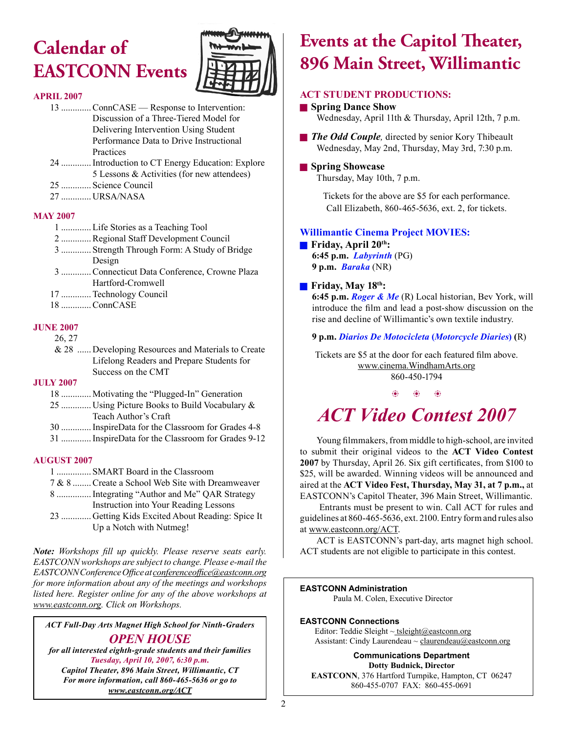# Calendar of EASTCONN Events

### APRIL 2007

- 13 ............. ConnCASE — Response to Intervention: Discussion of a Three-Tiered Model for Delivering Intervention Using Student Performance Data to Drive Instructional Practices
- 24 ............. Introduction to CT Energy Education: Explore 5 Lessons & Activities (for new attendees)
- 25 ............. Science Council
- 27 ............. URSA/NASA

### MAY 2007

- 1 ............. Life Stories as a Teaching Tool
- 2 ............. Regional Staff Development Council
- 3 ............. Strength Through Form: A Study of Bridge Design
- 3 ............. Connecticut Data Conference, Crowne Plaza Hartford-Cromwell
- 17 ............. Technology Council
- 18 ............. ConnCASE

### JUNE 2007

- 26, 27 & 28 ...... Developing Resources and Materials to Create Lifelong Readers and Prepare Students for Success on the CMT

### JULY 2007

- 18 ............. Motivating the "Plugged-In" Generation
- 25 ............. Using Picture Books to Build Vocabulary & Teach Author's Craft
- 30 ............. InspireData for the Classroom for Grades 4-8
- 31 ............. InspireData for the Classroom for Grades 9-12

### AUGUST 2007

- 1 ............... SMART Board in the Classroom
- 7 & 8 ........ Create a School Web Site with Dreamweaver
- 8 ............... Integrating "Author and Me" QAR Strategy Instruction into Your Reading Lessons
- 23 ............. Getting Kids Excited About Reading: Spice It Up a Notch with Nutmeg!

***Note:*** *Workshops fill up quickly. Please reserve seats early. EASTCONN workshops are subject to change. Please e-mail the EASTCONN Conference Office at conferenceoffice@eastconn.org for more information about any of the meetings and workshops listed here. Register online for any of the above workshops at www.eastconn.org. Click on Workshops.*

---

***ACT Full-Day Arts Magnet High School for Ninth-Graders***

## *OPEN HOUSE*

***for all interested eighth-grade students and their families***
***Tuesday, April 10, 2007, 6:30 p.m.***
***Capitol Theater, 896 Main Street, Willimantic, CT***
***For more information, call 860-465-5636 or go to***
***www.eastconn.org/ACT***

---

# Events at the Capitol Theater, 896 Main Street, Willimantic

### ACT STUDENT PRODUCTIONS:

- **Spring Dance Show**
  Wednesday, April 11th & Thursday, April 12th, 7 p.m.
- ***The Odd Couple****,* directed by senior Kory Thibeault
  Wednesday, May 2nd, Thursday, May 3rd, 7:30 p.m.
- **Spring Showcase**
  Thursday, May 10th, 7 p.m.

Tickets for the above are $5 for each performance. Call Elizabeth, 860-465-5636, ext. 2, for tickets.

### Willimantic Cinema Project MOVIES:

- **Friday, April 20th:**
  **6:45 p.m.** ***Labyrinth*** (PG)
  **9 p.m.** ***Baraka*** (NR)
- **Friday, May 18th:**
  **6:45 p.m.** ***Roger & Me*** (R) Local historian, Bev York, will introduce the film and lead a post-show discussion on the rise and decline of Willimantic's own textile industry.

  **9 p.m.** ***Diarios De Motocicleta*** **(*****Motorcycle Diaries*****)** (R)

Tickets are $5 at the door for each featured film above.
www.cinema.WindhamArts.org
860-450-1794

# *ACT Video Contest 2007*

Young filmmakers, from middle to high-school, are invited to submit their original videos to the **ACT Video Contest 2007** by Thursday, April 26. Six gift certificates, from $100 to $25, will be awarded. Winning videos will be announced and aired at the **ACT Video Fest, Thursday, May 31, at 7 p.m.,** at EASTCONN's Capitol Theater, 396 Main Street, Willimantic.

Entrants must be present to win. Call ACT for rules and guidelines at 860-465-5636, ext. 2100. Entry form and rules also at www.eastconn.org/ACT.

ACT is EASTCONN's part-day, arts magnet high school. ACT students are not eligible to participate in this contest.

---

**EASTCONN Administration**
Paula M. Colen, Executive Director

**EASTCONN Connections**
Editor: Teddie Sleight ~ tsleight@eastconn.org
Assistant: Cindy Laurendeau ~ claurendeau@eastconn.org

**Communications Department**
**Dotty Budnick, Director**
**EASTCONN**, 376 Hartford Turnpike, Hampton, CT 06247
860-455-0707 FAX: 860-455-0691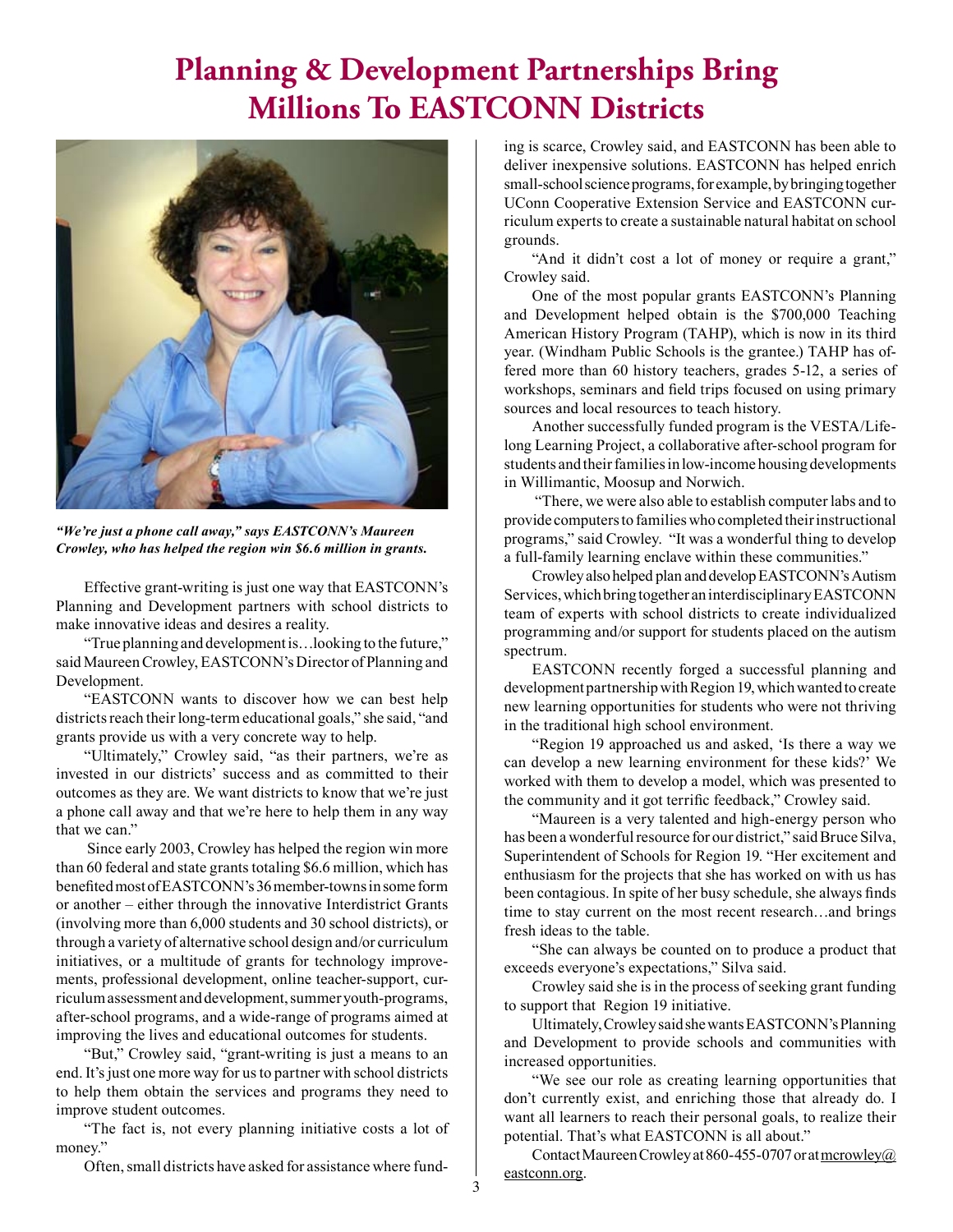# Planning & Development Partnerships Bring Millions To EASTCONN Districts

*"We're just a phone call away," says EASTCONN's Maureen Crowley, who has helped the region win $6.6 million in grants.*

Effective grant-writing is just one way that EASTCONN's Planning and Development partners with school districts to make innovative ideas and desires a reality.

"True planning and development is…looking to the future," said Maureen Crowley, EASTCONN's Director of Planning and Development.

"EASTCONN wants to discover how we can best help districts reach their long-term educational goals," she said, "and grants provide us with a very concrete way to help.

"Ultimately," Crowley said, "as their partners, we're as invested in our districts' success and as committed to their outcomes as they are. We want districts to know that we're just a phone call away and that we're here to help them in any way that we can."

Since early 2003, Crowley has helped the region win more than 60 federal and state grants totaling $6.6 million, which has benefited most of EASTCONN's 36 member-towns in some form or another – either through the innovative Interdistrict Grants (involving more than 6,000 students and 30 school districts), or through a variety of alternative school design and/or curriculum initiatives, or a multitude of grants for technology improvements, professional development, online teacher-support, curriculum assessment and development, summer youth-programs, after-school programs, and a wide-range of programs aimed at improving the lives and educational outcomes for students.

"But," Crowley said, "grant-writing is just a means to an end. It's just one more way for us to partner with school districts to help them obtain the services and programs they need to improve student outcomes.

"The fact is, not every planning initiative costs a lot of money."

Often, small districts have asked for assistance where funding is scarce, Crowley said, and EASTCONN has been able to deliver inexpensive solutions. EASTCONN has helped enrich small-school science programs, for example, by bringing together UConn Cooperative Extension Service and EASTCONN curriculum experts to create a sustainable natural habitat on school grounds.

"And it didn't cost a lot of money or require a grant," Crowley said.

One of the most popular grants EASTCONN's Planning and Development helped obtain is the $700,000 Teaching American History Program (TAHP), which is now in its third year. (Windham Public Schools is the grantee.) TAHP has offered more than 60 history teachers, grades 5-12, a series of workshops, seminars and field trips focused on using primary sources and local resources to teach history.

Another successfully funded program is the VESTA/Lifelong Learning Project, a collaborative after-school program for students and their families in low-income housing developments in Willimantic, Moosup and Norwich.

"There, we were also able to establish computer labs and to provide computers to families who completed their instructional programs," said Crowley. "It was a wonderful thing to develop a full-family learning enclave within these communities."

Crowley also helped plan and develop EASTCONN's Autism Services, which bring together an interdisciplinary EASTCONN team of experts with school districts to create individualized programming and/or support for students placed on the autism spectrum.

EASTCONN recently forged a successful planning and development partnership with Region 19, which wanted to create new learning opportunities for students who were not thriving in the traditional high school environment.

"Region 19 approached us and asked, 'Is there a way we can develop a new learning environment for these kids?' We worked with them to develop a model, which was presented to the community and it got terrific feedback," Crowley said.

"Maureen is a very talented and high-energy person who has been a wonderful resource for our district," said Bruce Silva, Superintendent of Schools for Region 19. "Her excitement and enthusiasm for the projects that she has worked on with us has been contagious. In spite of her busy schedule, she always finds time to stay current on the most recent research…and brings fresh ideas to the table.

"She can always be counted on to produce a product that exceeds everyone's expectations," Silva said.

Crowley said she is in the process of seeking grant funding to support that Region 19 initiative.

Ultimately, Crowley said she wants EASTCONN's Planning and Development to provide schools and communities with increased opportunities.

"We see our role as creating learning opportunities that don't currently exist, and enriching those that already do. I want all learners to reach their personal goals, to realize their potential. That's what EASTCONN is all about."

Contact Maureen Crowley at 860-455-0707 or at mcrowley@eastconn.org.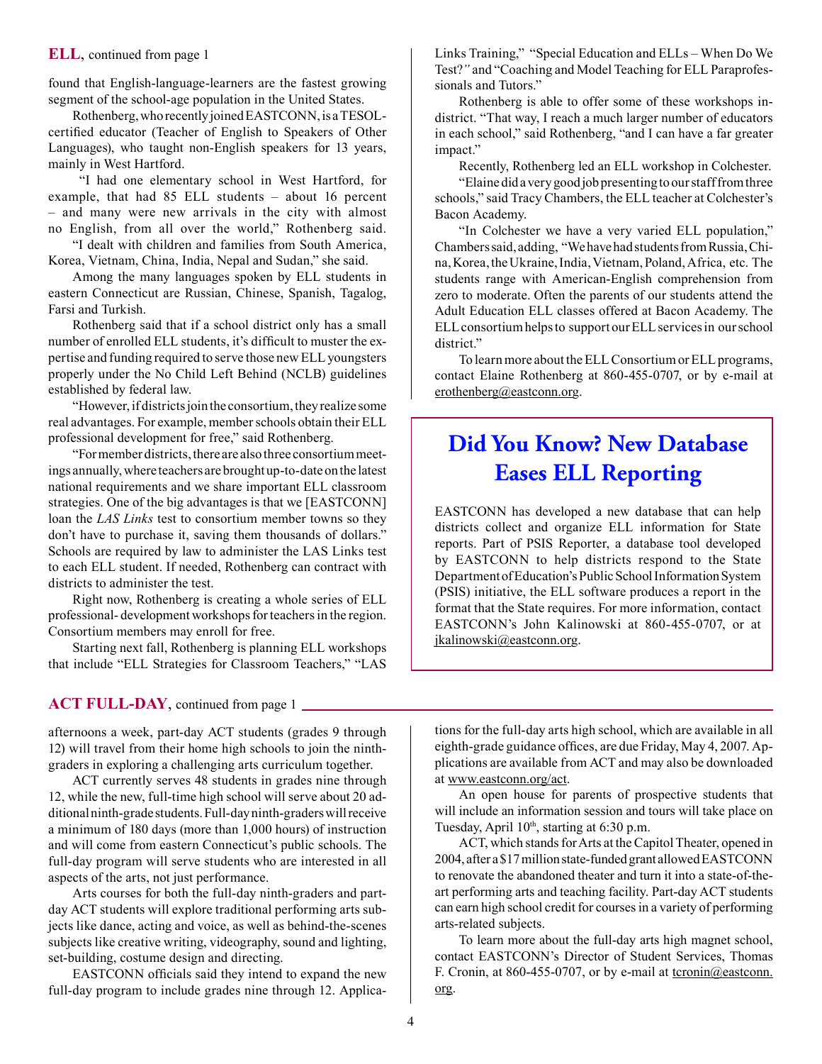**ELL**, continued from page 1

found that English-language-learners are the fastest growing segment of the school-age population in the United States.

Rothenberg, who recently joined EASTCONN, is a TESOL-certified educator (Teacher of English to Speakers of Other Languages), who taught non-English speakers for 13 years, mainly in West Hartford.

"I had one elementary school in West Hartford, for example, that had 85 ELL students – about 16 percent – and many were new arrivals in the city with almost no English, from all over the world," Rothenberg said.

"I dealt with children and families from South America, Korea, Vietnam, China, India, Nepal and Sudan," she said.

Among the many languages spoken by ELL students in eastern Connecticut are Russian, Chinese, Spanish, Tagalog, Farsi and Turkish.

Rothenberg said that if a school district only has a small number of enrolled ELL students, it's difficult to muster the expertise and funding required to serve those new ELL youngsters properly under the No Child Left Behind (NCLB) guidelines established by federal law.

"However, if districts join the consortium, they realize some real advantages. For example, member schools obtain their ELL professional development for free," said Rothenberg.

"For member districts, there are also three consortium meetings annually, where teachers are brought up-to-date on the latest national requirements and we share important ELL classroom strategies. One of the big advantages is that we [EASTCONN] loan the *LAS Links* test to consortium member towns so they don't have to purchase it, saving them thousands of dollars." Schools are required by law to administer the LAS Links test to each ELL student. If needed, Rothenberg can contract with districts to administer the test.

Right now, Rothenberg is creating a whole series of ELL professional- development workshops for teachers in the region. Consortium members may enroll for free.

Starting next fall, Rothenberg is planning ELL workshops that include "ELL Strategies for Classroom Teachers," "LAS Links Training," "Special Education and ELLs – When Do We Test?" and "Coaching and Model Teaching for ELL Paraprofessionals and Tutors."

Rothenberg is able to offer some of these workshops in-district. "That way, I reach a much larger number of educators in each school," said Rothenberg, "and I can have a far greater impact."

Recently, Rothenberg led an ELL workshop in Colchester.

"Elaine did a very good job presenting to our staff from three schools," said Tracy Chambers, the ELL teacher at Colchester's Bacon Academy.

"In Colchester we have a very varied ELL population," Chambers said, adding, "We have had students from Russia, China, Korea, the Ukraine, India, Vietnam, Poland, Africa, etc. The students range with American-English comprehension from zero to moderate. Often the parents of our students attend the Adult Education ELL classes offered at Bacon Academy. The ELL consortium helps to support our ELL services in our school district."

To learn more about the ELL Consortium or ELL programs, contact Elaine Rothenberg at 860-455-0707, or by e-mail at erothenberg@eastconn.org.

## Did You Know? New Database Eases ELL Reporting

EASTCONN has developed a new database that can help districts collect and organize ELL information for State reports. Part of PSIS Reporter, a database tool developed by EASTCONN to help districts respond to the State Department of Education's Public School Information System (PSIS) initiative, the ELL software produces a report in the format that the State requires. For more information, contact EASTCONN's John Kalinowski at 860-455-0707, or at jkalinowski@eastconn.org.

**ACT FULL-DAY**, continued from page 1

afternoons a week, part-day ACT students (grades 9 through 12) will travel from their home high schools to join the ninth-graders in exploring a challenging arts curriculum together.

ACT currently serves 48 students in grades nine through 12, while the new, full-time high school will serve about 20 additional ninth-grade students. Full-day ninth-graders will receive a minimum of 180 days (more than 1,000 hours) of instruction and will come from eastern Connecticut's public schools. The full-day program will serve students who are interested in all aspects of the arts, not just performance.

Arts courses for both the full-day ninth-graders and part-day ACT students will explore traditional performing arts subjects like dance, acting and voice, as well as behind-the-scenes subjects like creative writing, videography, sound and lighting, set-building, costume design and directing.

EASTCONN officials said they intend to expand the new full-day program to include grades nine through 12. Applications for the full-day arts high school, which are available in all eighth-grade guidance offices, are due Friday, May 4, 2007. Applications are available from ACT and may also be downloaded at www.eastconn.org/act.

An open house for parents of prospective students that will include an information session and tours will take place on Tuesday, April 10th, starting at 6:30 p.m.

ACT, which stands for Arts at the Capitol Theater, opened in 2004, after a $17 million state-funded grant allowed EASTCONN to renovate the abandoned theater and turn it into a state-of-the-art performing arts and teaching facility. Part-day ACT students can earn high school credit for courses in a variety of performing arts-related subjects.

To learn more about the full-day arts high magnet school, contact EASTCONN's Director of Student Services, Thomas F. Cronin, at 860-455-0707, or by e-mail at tcronin@eastconn.org.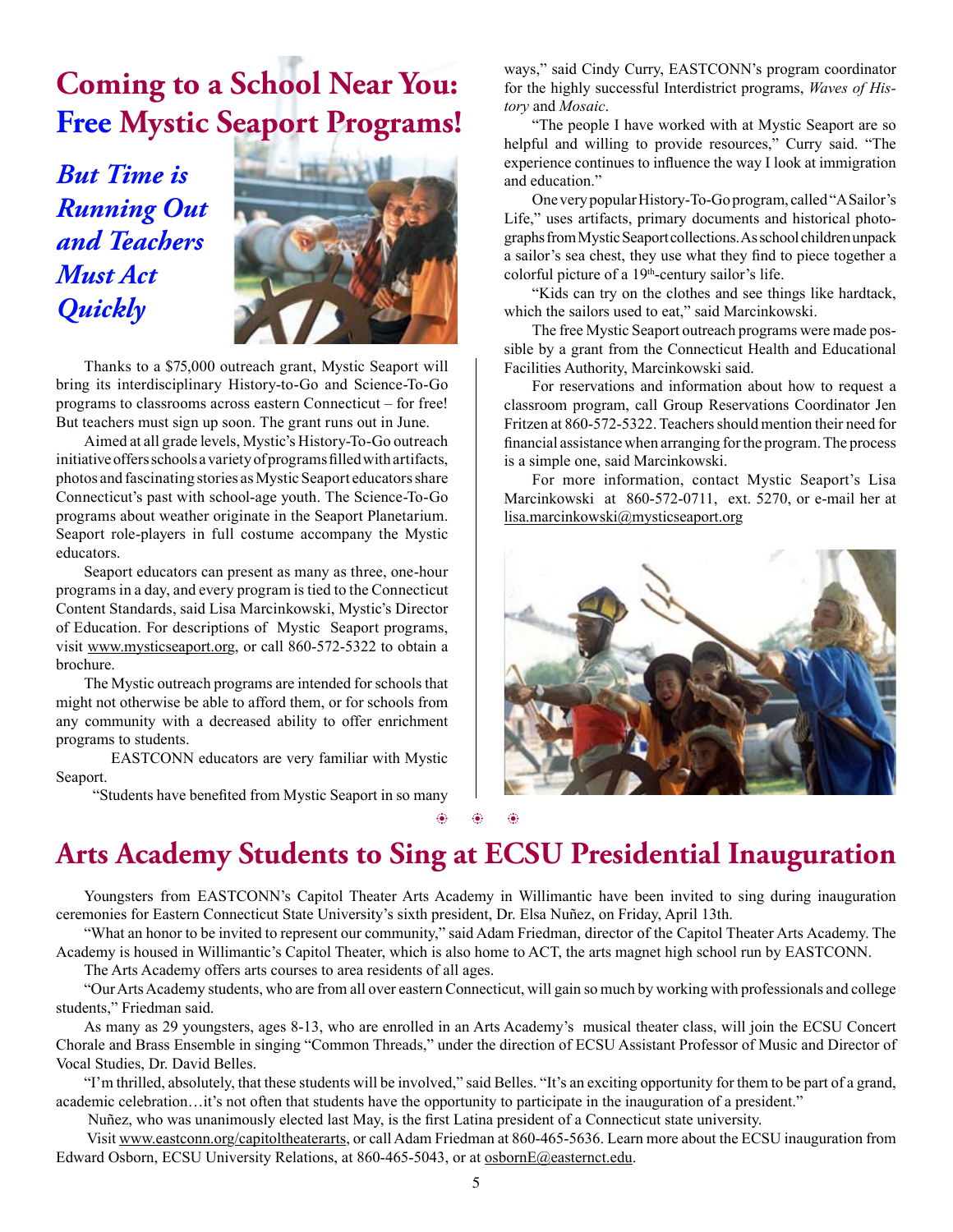# Coming to a School Near You: Free Mystic Seaport Programs!

## *But Time is Running Out and Teachers Must Act Quickly*

Thanks to a $75,000 outreach grant, Mystic Seaport will bring its interdisciplinary History-to-Go and Science-To-Go programs to classrooms across eastern Connecticut – for free! But teachers must sign up soon. The grant runs out in June.

Aimed at all grade levels, Mystic's History-To-Go outreach initiative offers schools a variety of programs filled with artifacts, photos and fascinating stories as Mystic Seaport educators share Connecticut's past with school-age youth. The Science-To-Go programs about weather originate in the Seaport Planetarium. Seaport role-players in full costume accompany the Mystic educators.

Seaport educators can present as many as three, one-hour programs in a day, and every program is tied to the Connecticut Content Standards, said Lisa Marcinkowski, Mystic's Director of Education. For descriptions of Mystic Seaport programs, visit www.mysticseaport.org, or call 860-572-5322 to obtain a brochure.

The Mystic outreach programs are intended for schools that might not otherwise be able to afford them, or for schools from any community with a decreased ability to offer enrichment programs to students.

EASTCONN educators are very familiar with Mystic Seaport.

"Students have benefited from Mystic Seaport in so many ways," said Cindy Curry, EASTCONN's program coordinator for the highly successful Interdistrict programs, *Waves of History* and *Mosaic*.

"The people I have worked with at Mystic Seaport are so helpful and willing to provide resources," Curry said. "The experience continues to influence the way I look at immigration and education."

One very popular History-To-Go program, called "A Sailor's Life," uses artifacts, primary documents and historical photographs from Mystic Seaport collections. As school children unpack a sailor's sea chest, they use what they find to piece together a colorful picture of a 19th-century sailor's life.

"Kids can try on the clothes and see things like hardtack, which the sailors used to eat," said Marcinkowski.

The free Mystic Seaport outreach programs were made possible by a grant from the Connecticut Health and Educational Facilities Authority, Marcinkowski said.

For reservations and information about how to request a classroom program, call Group Reservations Coordinator Jen Fritzen at 860-572-5322. Teachers should mention their need for financial assistance when arranging for the program. The process is a simple one, said Marcinkowski.

For more information, contact Mystic Seaport's Lisa Marcinkowski at 860-572-0711, ext. 5270, or e-mail her at lisa.marcinkowski@mysticseaport.org

# Arts Academy Students to Sing at ECSU Presidential Inauguration

Youngsters from EASTCONN's Capitol Theater Arts Academy in Willimantic have been invited to sing during inauguration ceremonies for Eastern Connecticut State University's sixth president, Dr. Elsa Nuñez, on Friday, April 13th.

"What an honor to be invited to represent our community," said Adam Friedman, director of the Capitol Theater Arts Academy. The Academy is housed in Willimantic's Capitol Theater, which is also home to ACT, the arts magnet high school run by EASTCONN.

The Arts Academy offers arts courses to area residents of all ages.

"Our Arts Academy students, who are from all over eastern Connecticut, will gain so much by working with professionals and college students," Friedman said.

As many as 29 youngsters, ages 8-13, who are enrolled in an Arts Academy's musical theater class, will join the ECSU Concert Chorale and Brass Ensemble in singing "Common Threads," under the direction of ECSU Assistant Professor of Music and Director of Vocal Studies, Dr. David Belles.

"I'm thrilled, absolutely, that these students will be involved," said Belles. "It's an exciting opportunity for them to be part of a grand, academic celebration…it's not often that students have the opportunity to participate in the inauguration of a president."

Nuñez, who was unanimously elected last May, is the first Latina president of a Connecticut state university.

Visit www.eastconn.org/capitoltheaterarts, or call Adam Friedman at 860-465-5636. Learn more about the ECSU inauguration from Edward Osborn, ECSU University Relations, at 860-465-5043, or at osbornE@easternct.edu.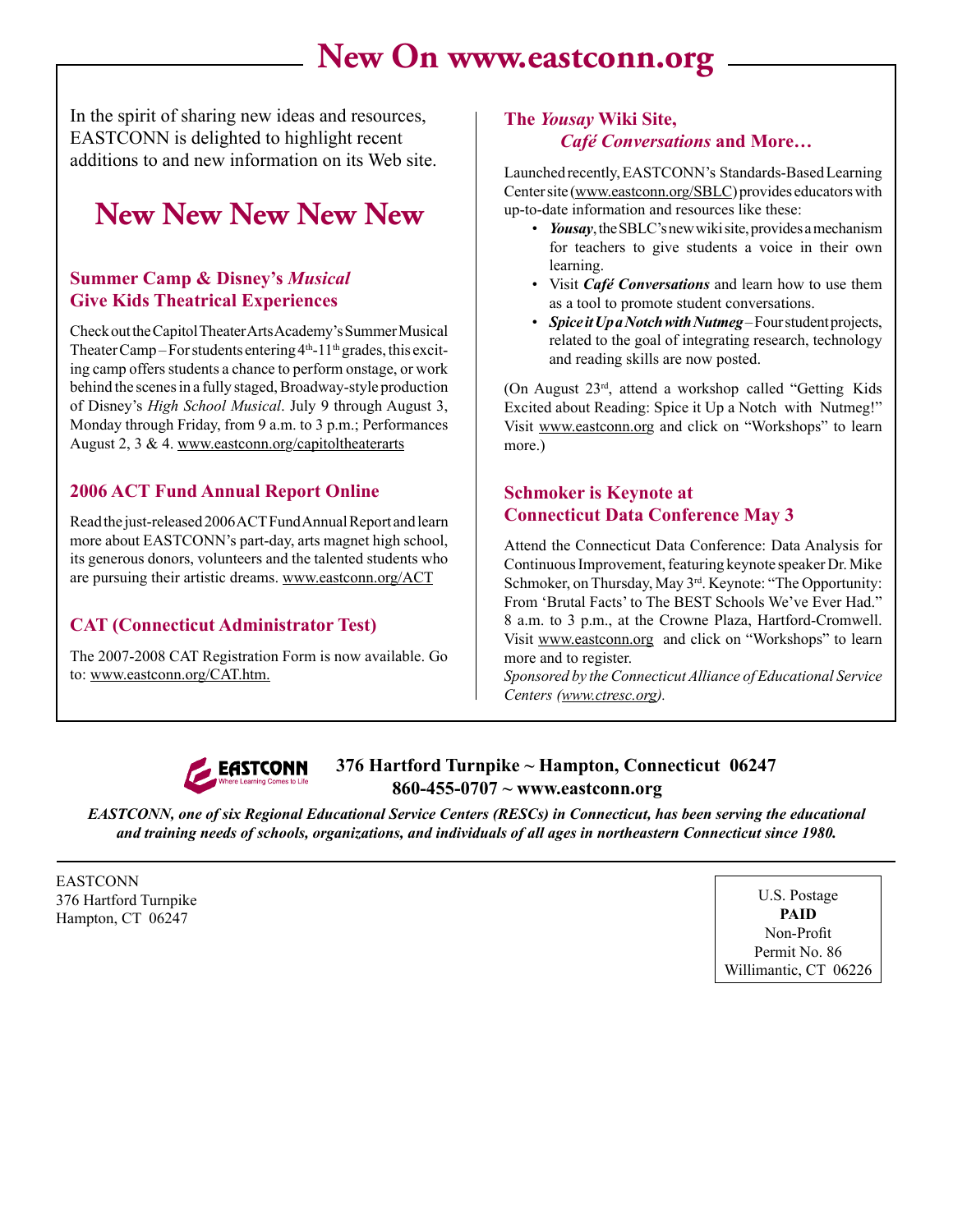# New On www.eastconn.org

In the spirit of sharing new ideas and resources, EASTCONN is delighted to highlight recent additions to and new information on its Web site.

## New New New New New

### Summer Camp & Disney's *Musical* Give Kids Theatrical Experiences

Check out the Capitol Theater Arts Academy's Summer Musical Theater Camp – For students entering 4th-11th grades, this exciting camp offers students a chance to perform onstage, or work behind the scenes in a fully staged, Broadway-style production of Disney's *High School Musical*. July 9 through August 3, Monday through Friday, from 9 a.m. to 3 p.m.; Performances August 2, 3 & 4. www.eastconn.org/capitoltheaterarts

### 2006 ACT Fund Annual Report Online

Read the just-released 2006 ACT Fund Annual Report and learn more about EASTCONN's part-day, arts magnet high school, its generous donors, volunteers and the talented students who are pursuing their artistic dreams. www.eastconn.org/ACT

### CAT (Connecticut Administrator Test)

The 2007-2008 CAT Registration Form is now available. Go to: www.eastconn.org/CAT.htm.

### The *Yousay* Wiki Site, *Café Conversations* and More…

Launched recently, EASTCONN's Standards-Based Learning Center site (www.eastconn.org/SBLC) provides educators with up-to-date information and resources like these:

- ***Yousay***, the SBLC's new wiki site, provides a mechanism for teachers to give students a voice in their own learning.
- Visit ***Café Conversations*** and learn how to use them as a tool to promote student conversations.
- ***Spice it Up a Notch with Nutmeg*** – Four student projects, related to the goal of integrating research, technology and reading skills are now posted.

(On August 23rd, attend a workshop called "Getting Kids Excited about Reading: Spice it Up a Notch with Nutmeg!" Visit www.eastconn.org and click on "Workshops" to learn more.)

### Schmoker is Keynote at Connecticut Data Conference May 3

Attend the Connecticut Data Conference: Data Analysis for Continuous Improvement, featuring keynote speaker Dr. Mike Schmoker, on Thursday, May 3rd. Keynote: "The Opportunity: From 'Brutal Facts' to The BEST Schools We've Ever Had." 8 a.m. to 3 p.m., at the Crowne Plaza, Hartford-Cromwell. Visit www.eastconn.org and click on "Workshops" to learn more and to register.

*Sponsored by the Connecticut Alliance of Educational Service Centers (www.ctresc.org).*

---

**EASTCONN** Where Learning Comes to Life

**376 Hartford Turnpike ~ Hampton, Connecticut 06247**
**860-455-0707 ~ www.eastconn.org**

***EASTCONN, one of six Regional Educational Service Centers (RESCs) in Connecticut, has been serving the educational and training needs of schools, organizations, and individuals of all ages in northeastern Connecticut since 1980.***

---

EASTCONN
376 Hartford Turnpike
Hampton, CT 06247

U.S. Postage
**PAID**
Non-Profit
Permit No. 86
Willimantic, CT 06226